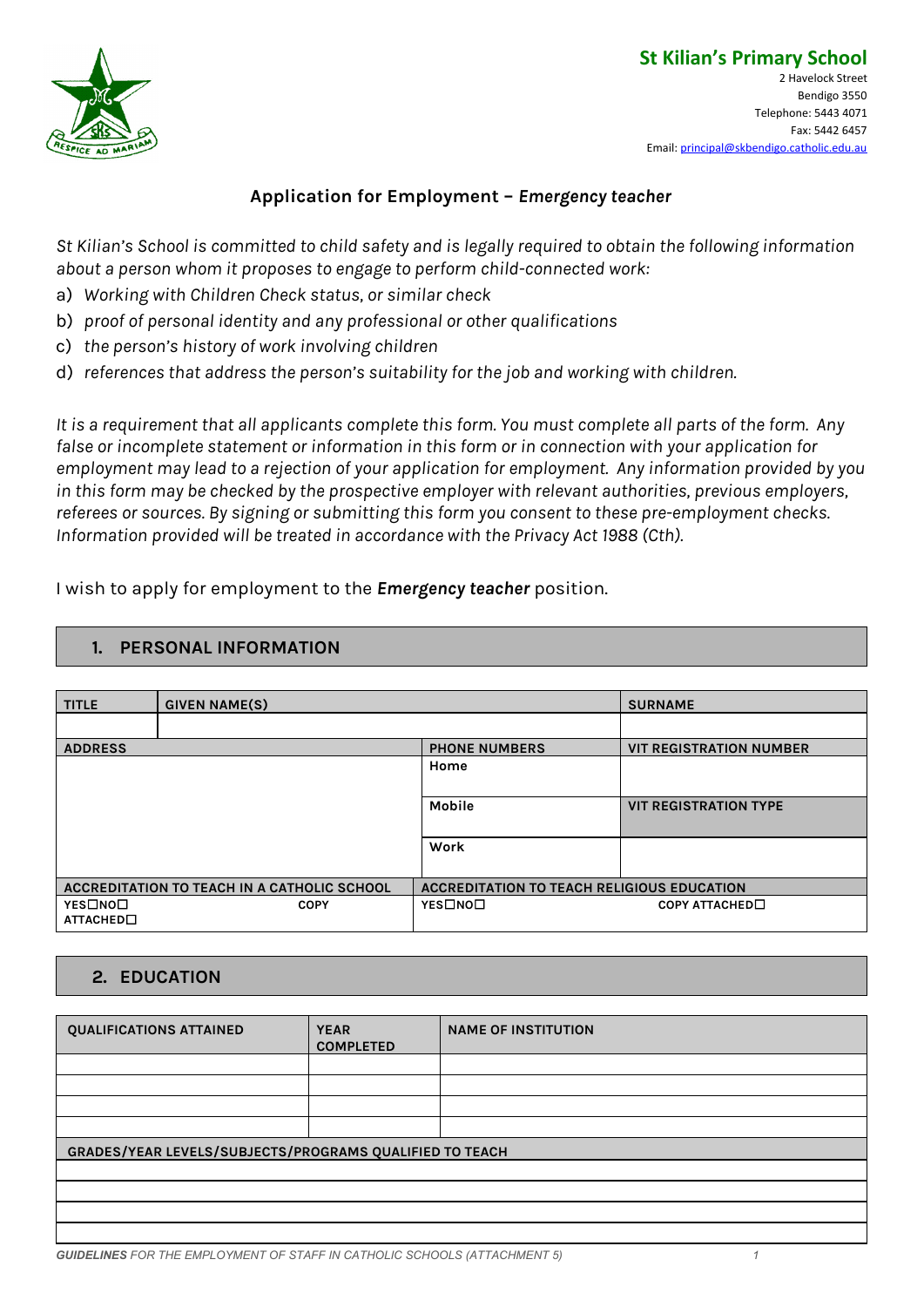**St Kilian's Primary School**
2 Havelock Street
Bendigo 3550
Telephone: 5443 4071
Fax: 5442 6457
Email: principal@skbendigo.catholic.edu.au

## Application for Employment – *Emergency teacher*

*St Kilian's School is committed to child safety and is legally required to obtain the following information about a person whom it proposes to engage to perform child-connected work:*

a) *Working with Children Check status, or similar check*
b) *proof of personal identity and any professional or other qualifications*
c) *the person's history of work involving children*
d) *references that address the person's suitability for the job and working with children.*

*It is a requirement that all applicants complete this form. You must complete all parts of the form. Any false or incomplete statement or information in this form or in connection with your application for employment may lead to a rejection of your application for employment. Any information provided by you in this form may be checked by the prospective employer with relevant authorities, previous employers, referees or sources. By signing or submitting this form you consent to these pre-employment checks. Information provided will be treated in accordance with the Privacy Act 1988 (Cth).*

I wish to apply for employment to the ***Emergency teacher*** position.

## 1. PERSONAL INFORMATION

| TITLE | GIVEN NAME(S) | | SURNAME |
|---|---|---|---|
| | | | |
| **ADDRESS** | | **PHONE NUMBERS** | **VIT REGISTRATION NUMBER** |
| | | Home | |
| | | Mobile | **VIT REGISTRATION TYPE** |
| | | Work | |
| **ACCREDITATION TO TEACH IN A CATHOLIC SCHOOL** | | **ACCREDITATION TO TEACH RELIGIOUS EDUCATION** | |
| YES☐NO☐ | COPY ATTACHED☐ | YES☐NO☐ | COPY ATTACHED☐ |

## 2. EDUCATION

| QUALIFICATIONS ATTAINED | YEAR COMPLETED | NAME OF INSTITUTION |
|---|---|---|
| | | |
| | | |
| | | |
| | | |
| **GRADES/YEAR LEVELS/SUBJECTS/PROGRAMS QUALIFIED TO TEACH** | | |
| | | |
| | | |
| | | |
| | | |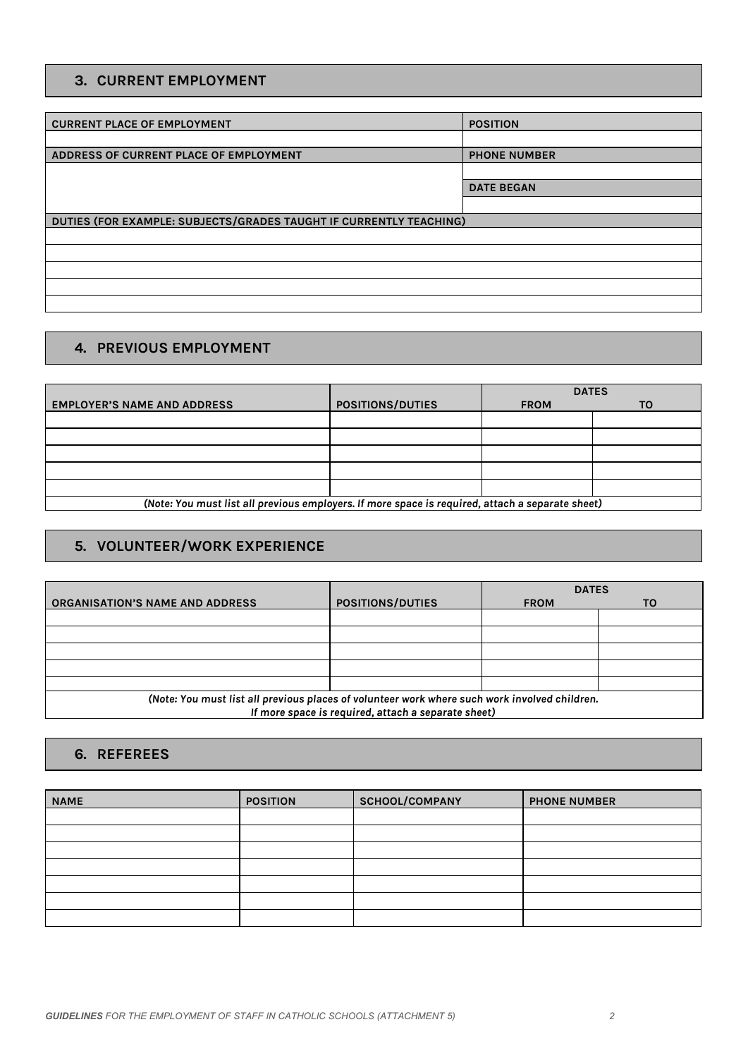## 3. CURRENT EMPLOYMENT

| CURRENT PLACE OF EMPLOYMENT | POSITION |
|---|---|
| | |
| **ADDRESS OF CURRENT PLACE OF EMPLOYMENT** | **PHONE NUMBER** |
| | |
| | **DATE BEGAN** |
| | |

| DUTIES (FOR EXAMPLE: SUBJECTS/GRADES TAUGHT IF CURRENTLY TEACHING) |
|---|
| |
| |
| |
| |
| |

## 4. PREVIOUS EMPLOYMENT

| EMPLOYER'S NAME AND ADDRESS | POSITIONS/DUTIES | DATES | |
|---|---|---|---|
| | | FROM | TO |
| | | | |
| | | | |
| | | | |
| | | | |
| | | | |

*(Note: You must list all previous employers. If more space is required, attach a separate sheet)*

## 5. VOLUNTEER/WORK EXPERIENCE

| ORGANISATION'S NAME AND ADDRESS | POSITIONS/DUTIES | DATES | |
|---|---|---|---|
| | | FROM | TO |
| | | | |
| | | | |
| | | | |
| | | | |
| | | | |

*(Note: You must list all previous places of volunteer work where such work involved children. If more space is required, attach a separate sheet)*

## 6. REFEREES

| NAME | POSITION | SCHOOL/COMPANY | PHONE NUMBER |
|---|---|---|---|
| | | | |
| | | | |
| | | | |
| | | | |
| | | | |
| | | | |
| | | | |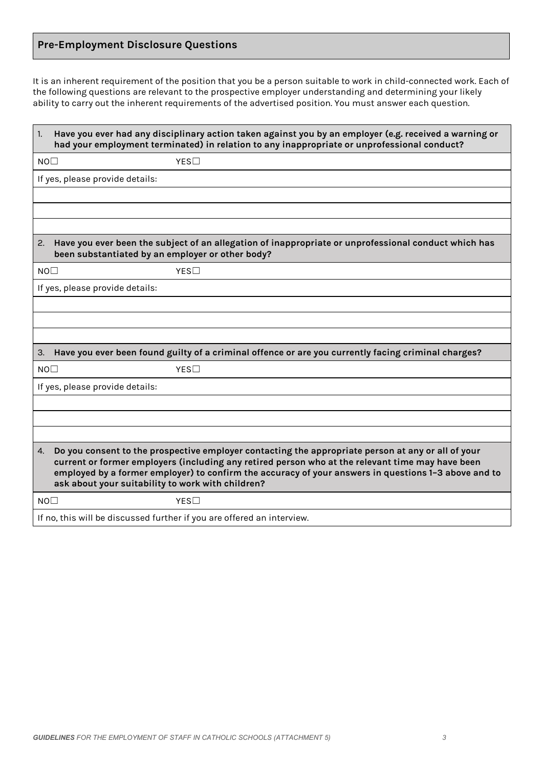## Pre-Employment Disclosure Questions

It is an inherent requirement of the position that you be a person suitable to work in child-connected work. Each of the following questions are relevant to the prospective employer understanding and determining your likely ability to carry out the inherent requirements of the advertised position. You must answer each question.

| 1. **Have you ever had any disciplinary action taken against you by an employer (e.g. received a warning or had your employment terminated) in relation to any inappropriate or unprofessional conduct?** | |
|---|---|
| NO☐ | YES☐ |
| If yes, please provide details: | |
| | |
| | |
| | |

| 2. **Have you ever been the subject of an allegation of inappropriate or unprofessional conduct which has been substantiated by an employer or other body?** | |
|---|---|
| NO☐ | YES☐ |
| If yes, please provide details: | |
| | |
| | |
| | |

| 3. **Have you ever been found guilty of a criminal offence or are you currently facing criminal charges?** | |
|---|---|
| NO☐ | YES☐ |
| If yes, please provide details: | |
| | |
| | |
| | |

| 4. **Do you consent to the prospective employer contacting the appropriate person at any or all of your current or former employers (including any retired person who at the relevant time may have been employed by a former employer) to confirm the accuracy of your answers in questions 1–3 above and to ask about your suitability to work with children?** | |
|---|---|
| NO☐ | YES☐ |
| If no, this will be discussed further if you are offered an interview. | |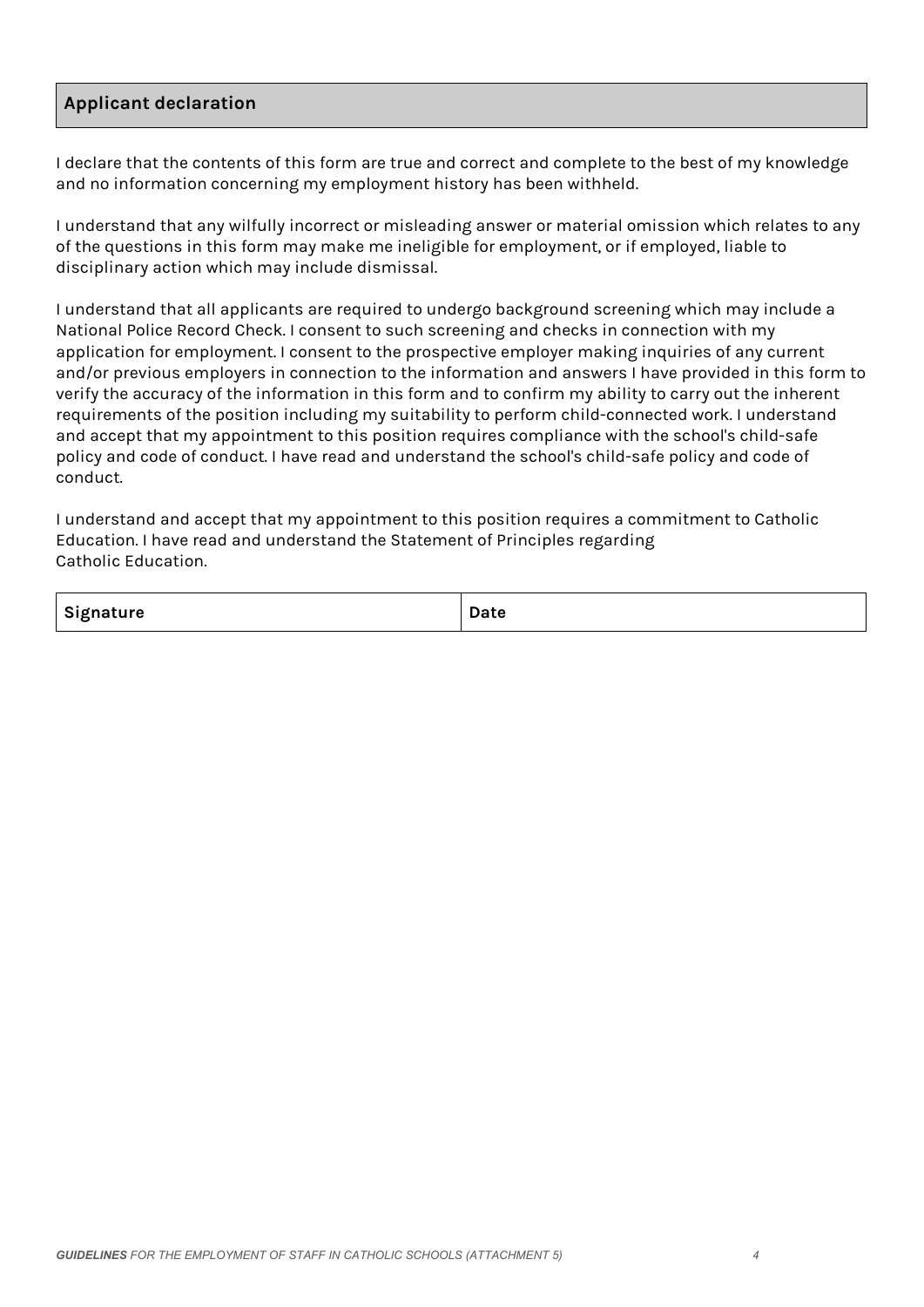## Applicant declaration

I declare that the contents of this form are true and correct and complete to the best of my knowledge and no information concerning my employment history has been withheld.

I understand that any wilfully incorrect or misleading answer or material omission which relates to any of the questions in this form may make me ineligible for employment, or if employed, liable to disciplinary action which may include dismissal.

I understand that all applicants are required to undergo background screening which may include a National Police Record Check. I consent to such screening and checks in connection with my application for employment. I consent to the prospective employer making inquiries of any current and/or previous employers in connection to the information and answers I have provided in this form to verify the accuracy of the information in this form and to confirm my ability to carry out the inherent requirements of the position including my suitability to perform child-connected work. I understand and accept that my appointment to this position requires compliance with the school's child-safe policy and code of conduct. I have read and understand the school's child-safe policy and code of conduct.

I understand and accept that my appointment to this position requires a commitment to Catholic Education. I have read and understand the Statement of Principles regarding Catholic Education.

| **Signature** | **Date** |
|---|---|